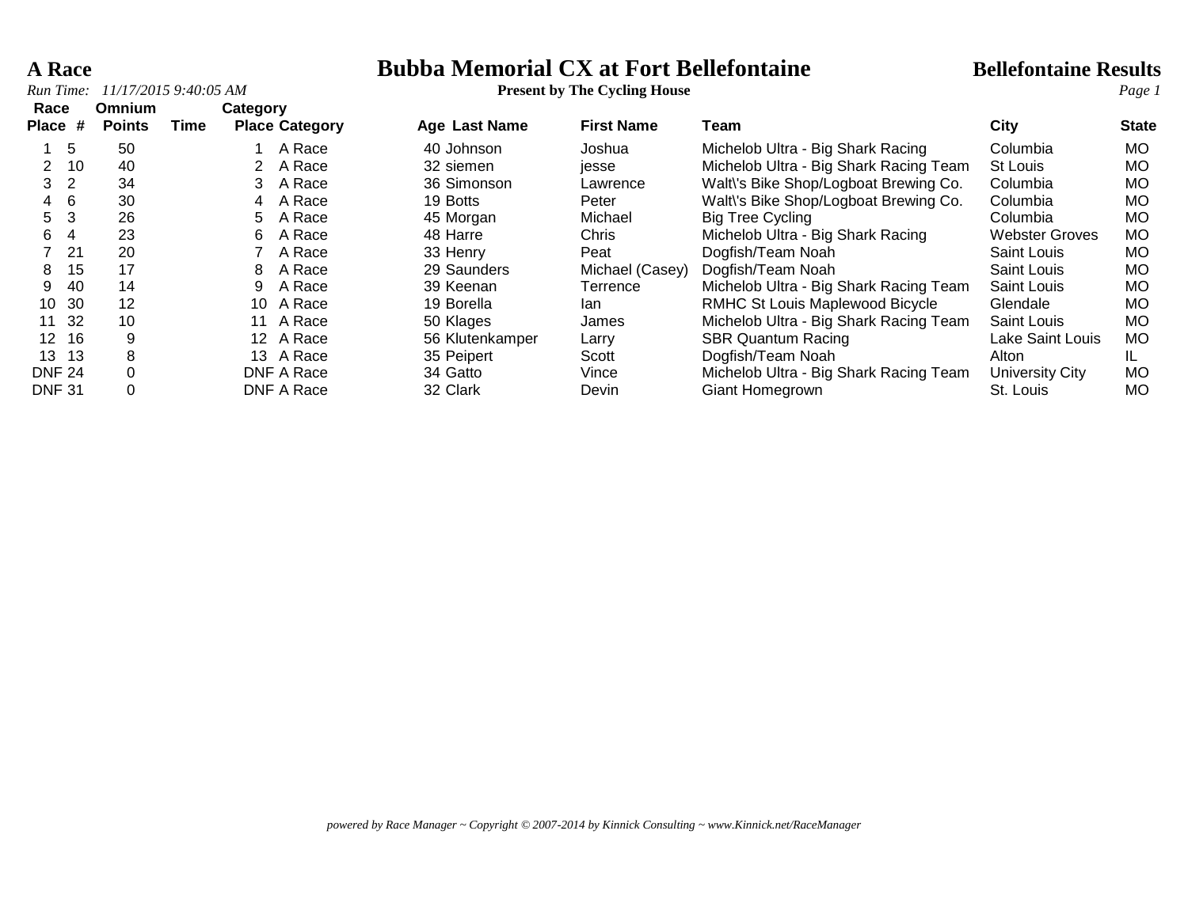# Bubba Memorial CX at Fort Bellefontaine

**A Race**

**Bellefontaine Results**

*Run Time: 11/17/2015 9:40:05 AM*

**Present by The Cycling House**

| Race Place | # | Omnium Points | Time | Category Place | Category | Age | Last Name | First Name | Team | City | State |
|---|---|---|---|---|---|---|---|---|---|---|---|
| 1 | 5 | 50 | | 1 | A Race | 40 | Johnson | Joshua | Michelob Ultra - Big Shark Racing | Columbia | MO |
| 2 | 10 | 40 | | 2 | A Race | 32 | siemen | jesse | Michelob Ultra - Big Shark Racing Team | St Louis | MO |
| 3 | 2 | 34 | | 3 | A Race | 36 | Simonson | Lawrence | Walt\'s Bike Shop/Logboat Brewing Co. | Columbia | MO |
| 4 | 6 | 30 | | 4 | A Race | 19 | Botts | Peter | Walt\'s Bike Shop/Logboat Brewing Co. | Columbia | MO |
| 5 | 3 | 26 | | 5 | A Race | 45 | Morgan | Michael | Big Tree Cycling | Columbia | MO |
| 6 | 4 | 23 | | 6 | A Race | 48 | Harre | Chris | Michelob Ultra - Big Shark Racing | Webster Groves | MO |
| 7 | 21 | 20 | | 7 | A Race | 33 | Henry | Peat | Dogfish/Team Noah | Saint Louis | MO |
| 8 | 15 | 17 | | 8 | A Race | 29 | Saunders | Michael (Casey) | Dogfish/Team Noah | Saint Louis | MO |
| 9 | 40 | 14 | | 9 | A Race | 39 | Keenan | Terrence | Michelob Ultra - Big Shark Racing Team | Saint Louis | MO |
| 10 | 30 | 12 | | 10 | A Race | 19 | Borella | Ian | RMHC St Louis Maplewood Bicycle | Glendale | MO |
| 11 | 32 | 10 | | 11 | A Race | 50 | Klages | James | Michelob Ultra - Big Shark Racing Team | Saint Louis | MO |
| 12 | 16 | 9 | | 12 | A Race | 56 | Klutenkamper | Larry | SBR Quantum Racing | Lake Saint Louis | MO |
| 13 | 13 | 8 | | 13 | A Race | 35 | Peipert | Scott | Dogfish/Team Noah | Alton | IL |
| DNF | 24 | 0 | | DNF | A Race | 34 | Gatto | Vince | Michelob Ultra - Big Shark Racing Team | University City | MO |
| DNF | 31 | 0 | | DNF | A Race | 32 | Clark | Devin | Giant Homegrown | St. Louis | MO |

*powered by Race Manager ~ Copyright © 2007-2014 by Kinnick Consulting ~ www.Kinnick.net/RaceManager*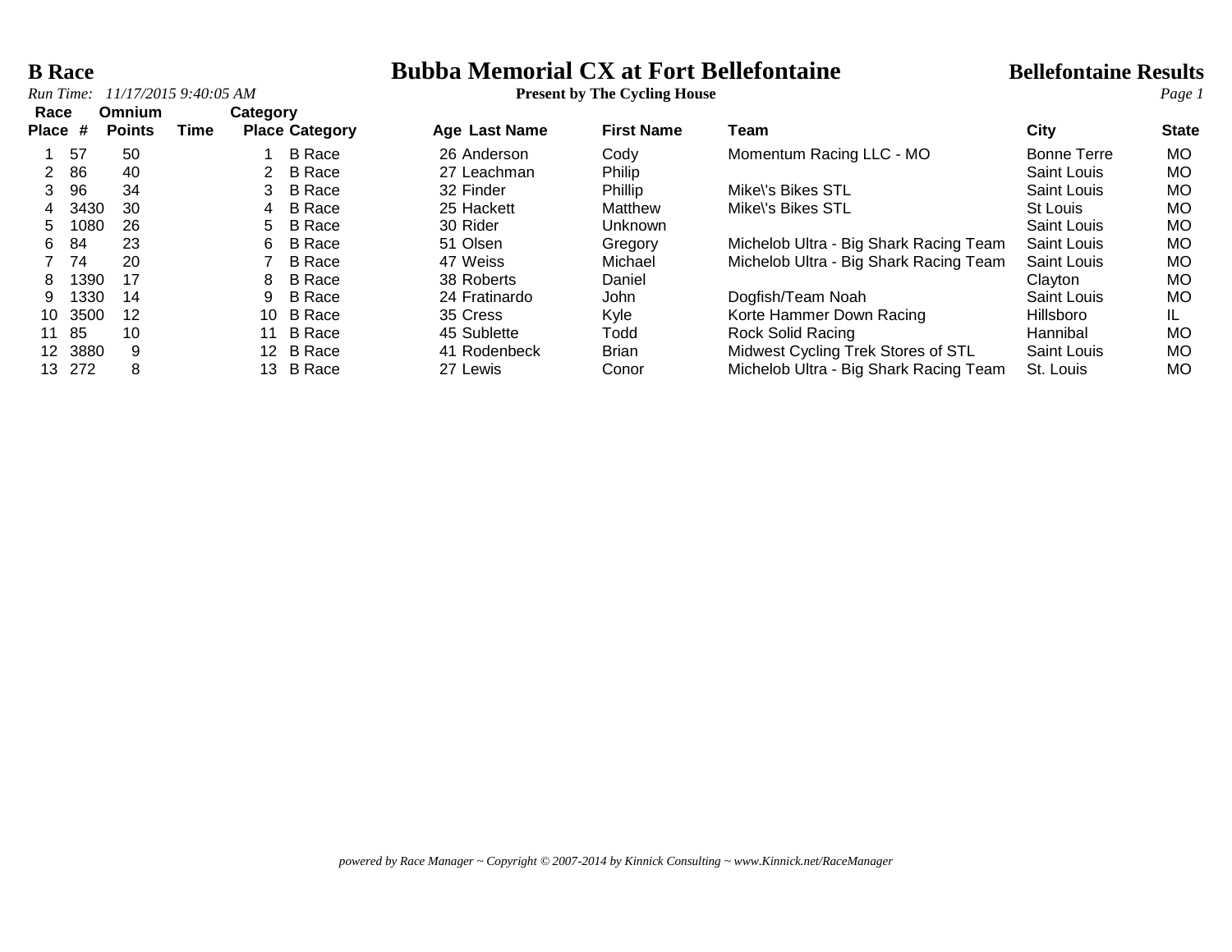# B Race

## Bubba Memorial CX at Fort Bellefontaine

**Present by The Cycling House**

**Bellefontaine Results**

*Run Time: 11/17/2015 9:40:05 AM*

| Race Place | # | Omnium Points | Time | Category Place | Category | Age | Last Name | First Name | Team | City | State |
|---|---|---|---|---|---|---|---|---|---|---|---|
| 1 | 57 | 50 | | 1 | B Race | 26 | Anderson | Cody | Momentum Racing LLC - MO | Bonne Terre | MO |
| 2 | 86 | 40 | | 2 | B Race | 27 | Leachman | Philip | | Saint Louis | MO |
| 3 | 96 | 34 | | 3 | B Race | 32 | Finder | Phillip | Mike\'s Bikes STL | Saint Louis | MO |
| 4 | 3430 | 30 | | 4 | B Race | 25 | Hackett | Matthew | Mike\'s Bikes STL | St Louis | MO |
| 5 | 1080 | 26 | | 5 | B Race | 30 | Rider | Unknown | | Saint Louis | MO |
| 6 | 84 | 23 | | 6 | B Race | 51 | Olsen | Gregory | Michelob Ultra - Big Shark Racing Team | Saint Louis | MO |
| 7 | 74 | 20 | | 7 | B Race | 47 | Weiss | Michael | Michelob Ultra - Big Shark Racing Team | Saint Louis | MO |
| 8 | 1390 | 17 | | 8 | B Race | 38 | Roberts | Daniel | | Clayton | MO |
| 9 | 1330 | 14 | | 9 | B Race | 24 | Fratinardo | John | Dogfish/Team Noah | Saint Louis | MO |
| 10 | 3500 | 12 | | 10 | B Race | 35 | Cress | Kyle | Korte Hammer Down Racing | Hillsboro | IL |
| 11 | 85 | 10 | | 11 | B Race | 45 | Sublette | Todd | Rock Solid Racing | Hannibal | MO |
| 12 | 3880 | 9 | | 12 | B Race | 41 | Rodenbeck | Brian | Midwest Cycling Trek Stores of STL | Saint Louis | MO |
| 13 | 272 | 8 | | 13 | B Race | 27 | Lewis | Conor | Michelob Ultra - Big Shark Racing Team | St. Louis | MO |

*powered by Race Manager ~ Copyright © 2007-2014 by Kinnick Consulting ~ www.Kinnick.net/RaceManager*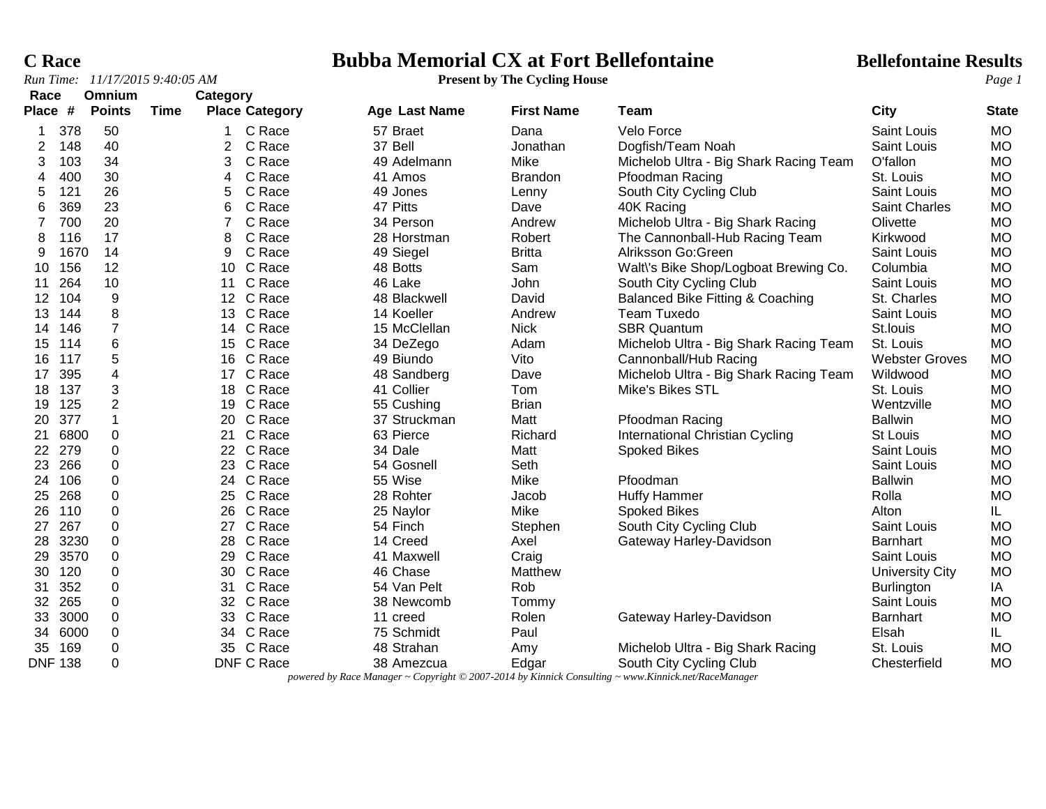# C Race

# Bubba Memorial CX at Fort Bellefontaine

**Bellefontaine Results**

*Run Time: 11/17/2015 9:40:05 AM*

**Present by The Cycling House**

| Race Place | # | Omnium Points | Time | Category Place | Category | Age | Last Name | First Name | Team | City | State |
|---|---|---|---|---|---|---|---|---|---|---|---|
| 1 | 378 | 50 | | 1 | C Race | 57 | Braet | Dana | Velo Force | Saint Louis | MO |
| 2 | 148 | 40 | | 2 | C Race | 37 | Bell | Jonathan | Dogfish/Team Noah | Saint Louis | MO |
| 3 | 103 | 34 | | 3 | C Race | 49 | Adelmann | Mike | Michelob Ultra - Big Shark Racing Team | O'fallon | MO |
| 4 | 400 | 30 | | 4 | C Race | 41 | Amos | Brandon | Pfoodman Racing | St. Louis | MO |
| 5 | 121 | 26 | | 5 | C Race | 49 | Jones | Lenny | South City Cycling Club | Saint Louis | MO |
| 6 | 369 | 23 | | 6 | C Race | 47 | Pitts | Dave | 40K Racing | Saint Charles | MO |
| 7 | 700 | 20 | | 7 | C Race | 34 | Person | Andrew | Michelob Ultra - Big Shark Racing | Olivette | MO |
| 8 | 116 | 17 | | 8 | C Race | 28 | Horstman | Robert | The Cannonball-Hub Racing Team | Kirkwood | MO |
| 9 | 1670 | 14 | | 9 | C Race | 49 | Siegel | Britta | Alriksson Go:Green | Saint Louis | MO |
| 10 | 156 | 12 | | 10 | C Race | 48 | Botts | Sam | Walt\'s Bike Shop/Logboat Brewing Co. | Columbia | MO |
| 11 | 264 | 10 | | 11 | C Race | 46 | Lake | John | South City Cycling Club | Saint Louis | MO |
| 12 | 104 | 9 | | 12 | C Race | 48 | Blackwell | David | Balanced Bike Fitting & Coaching | St. Charles | MO |
| 13 | 144 | 8 | | 13 | C Race | 14 | Koeller | Andrew | Team Tuxedo | Saint Louis | MO |
| 14 | 146 | 7 | | 14 | C Race | 15 | McClellan | Nick | SBR Quantum | St.louis | MO |
| 15 | 114 | 6 | | 15 | C Race | 34 | DeZego | Adam | Michelob Ultra - Big Shark Racing Team | St. Louis | MO |
| 16 | 117 | 5 | | 16 | C Race | 49 | Biundo | Vito | Cannonball/Hub Racing | Webster Groves | MO |
| 17 | 395 | 4 | | 17 | C Race | 48 | Sandberg | Dave | Michelob Ultra - Big Shark Racing Team | Wildwood | MO |
| 18 | 137 | 3 | | 18 | C Race | 41 | Collier | Tom | Mike's Bikes STL | St. Louis | MO |
| 19 | 125 | 2 | | 19 | C Race | 55 | Cushing | Brian | | Wentzville | MO |
| 20 | 377 | 1 | | 20 | C Race | 37 | Struckman | Matt | Pfoodman Racing | Ballwin | MO |
| 21 | 6800 | 0 | | 21 | C Race | 63 | Pierce | Richard | International Christian Cycling | St Louis | MO |
| 22 | 279 | 0 | | 22 | C Race | 34 | Dale | Matt | Spoked Bikes | Saint Louis | MO |
| 23 | 266 | 0 | | 23 | C Race | 54 | Gosnell | Seth | | Saint Louis | MO |
| 24 | 106 | 0 | | 24 | C Race | 55 | Wise | Mike | Pfoodman | Ballwin | MO |
| 25 | 268 | 0 | | 25 | C Race | 28 | Rohter | Jacob | Huffy Hammer | Rolla | MO |
| 26 | 110 | 0 | | 26 | C Race | 25 | Naylor | Mike | Spoked Bikes | Alton | IL |
| 27 | 267 | 0 | | 27 | C Race | 54 | Finch | Stephen | South City Cycling Club | Saint Louis | MO |
| 28 | 3230 | 0 | | 28 | C Race | 14 | Creed | Axel | Gateway Harley-Davidson | Barnhart | MO |
| 29 | 3570 | 0 | | 29 | C Race | 41 | Maxwell | Craig | | Saint Louis | MO |
| 30 | 120 | 0 | | 30 | C Race | 46 | Chase | Matthew | | University City | MO |
| 31 | 352 | 0 | | 31 | C Race | 54 | Van Pelt | Rob | | Burlington | IA |
| 32 | 265 | 0 | | 32 | C Race | 38 | Newcomb | Tommy | | Saint Louis | MO |
| 33 | 3000 | 0 | | 33 | C Race | 11 | creed | Rolen | Gateway Harley-Davidson | Barnhart | MO |
| 34 | 6000 | 0 | | 34 | C Race | 75 | Schmidt | Paul | | Elsah | IL |
| 35 | 169 | 0 | | 35 | C Race | 48 | Strahan | Amy | Michelob Ultra - Big Shark Racing | St. Louis | MO |
| DNF | 138 | 0 | | DNF | C Race | 38 | Amezcua | Edgar | South City Cycling Club | Chesterfield | MO |

*powered by Race Manager ~ Copyright © 2007-2014 by Kinnick Consulting ~ www.Kinnick.net/RaceManager*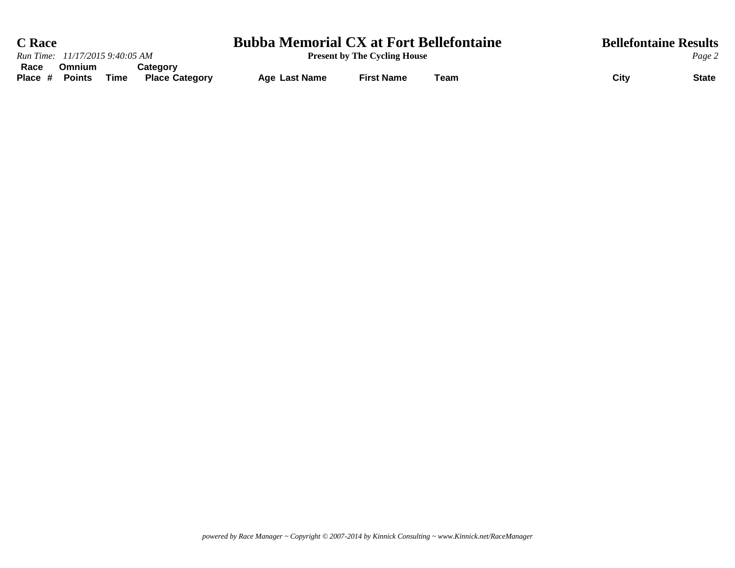# C Race

*Run Time: 11/17/2015 9:40:05 AM*

# Bubba Memorial CX at Fort Bellefontaine

**Present by The Cycling House**

## Bellefontaine Results

| Race Place | # | Omnium Points | Time | Category Place | Category | Age | Last Name | First Name | Team | City | State |
|---|---|---|---|---|---|---|---|---|---|---|---|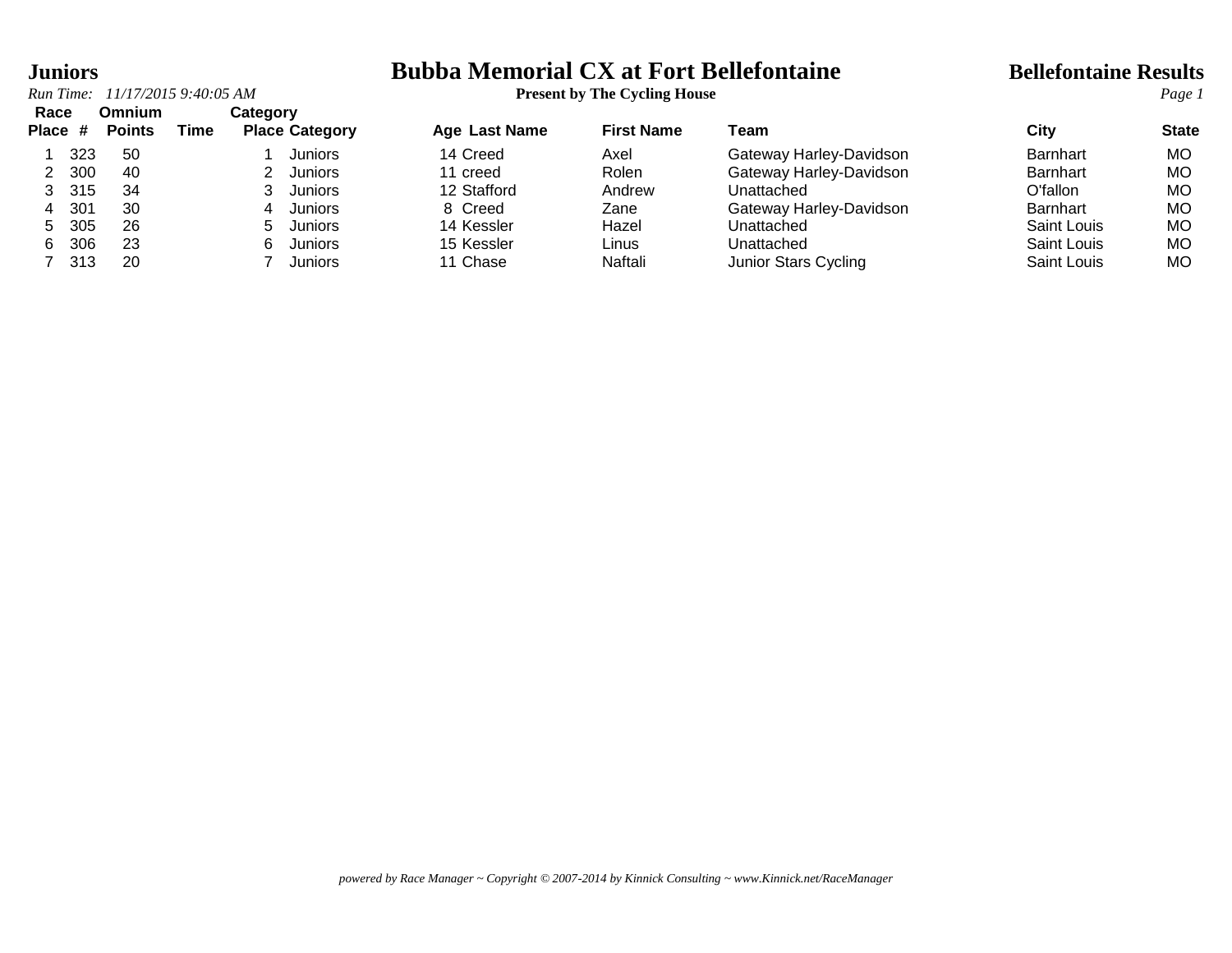# Juniors

# Bubba Memorial CX at Fort Bellefontaine

**Present by The Cycling House**

**Bellefontaine Results**

*Run Time: 11/17/2015 9:40:05 AM*

| Race Place | # | Omnium Points | Time | Category Place | Category | Age | Last Name | First Name | Team | City | State |
|---|---|---|---|---|---|---|---|---|---|---|---|
| 1 | 323 | 50 | | 1 | Juniors | 14 | Creed | Axel | Gateway Harley-Davidson | Barnhart | MO |
| 2 | 300 | 40 | | 2 | Juniors | 11 | creed | Rolen | Gateway Harley-Davidson | Barnhart | MO |
| 3 | 315 | 34 | | 3 | Juniors | 12 | Stafford | Andrew | Unattached | O'fallon | MO |
| 4 | 301 | 30 | | 4 | Juniors | 8 | Creed | Zane | Gateway Harley-Davidson | Barnhart | MO |
| 5 | 305 | 26 | | 5 | Juniors | 14 | Kessler | Hazel | Unattached | Saint Louis | MO |
| 6 | 306 | 23 | | 6 | Juniors | 15 | Kessler | Linus | Unattached | Saint Louis | MO |
| 7 | 313 | 20 | | 7 | Juniors | 11 | Chase | Naftali | Junior Stars Cycling | Saint Louis | MO |

*powered by Race Manager ~ Copyright © 2007-2014 by Kinnick Consulting ~ www.Kinnick.net/RaceManager*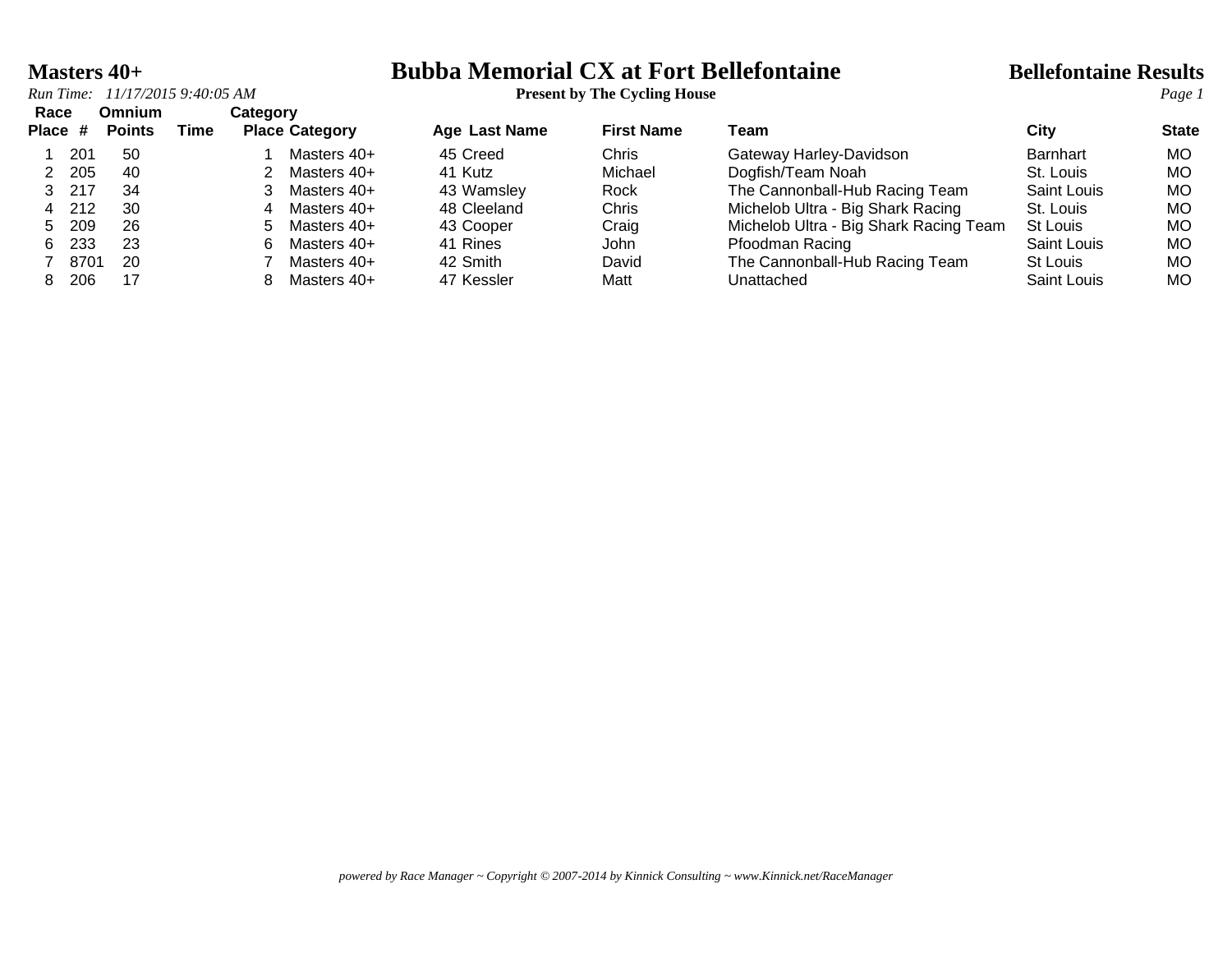# Masters 40+

# Bubba Memorial CX at Fort Bellefontaine

**Present by The Cycling House**

**Bellefontaine Results**

*Run Time: 11/17/2015 9:40:05 AM*

| Race Place | # | Omnium Points | Time | Category Place | Category | Age | Last Name | First Name | Team | City | State |
|---|---|---|---|---|---|---|---|---|---|---|---|
| 1 | 201 | 50 | | 1 | Masters 40+ | 45 | Creed | Chris | Gateway Harley-Davidson | Barnhart | MO |
| 2 | 205 | 40 | | 2 | Masters 40+ | 41 | Kutz | Michael | Dogfish/Team Noah | St. Louis | MO |
| 3 | 217 | 34 | | 3 | Masters 40+ | 43 | Wamsley | Rock | The Cannonball-Hub Racing Team | Saint Louis | MO |
| 4 | 212 | 30 | | 4 | Masters 40+ | 48 | Cleeland | Chris | Michelob Ultra - Big Shark Racing | St. Louis | MO |
| 5 | 209 | 26 | | 5 | Masters 40+ | 43 | Cooper | Craig | Michelob Ultra - Big Shark Racing Team | St Louis | MO |
| 6 | 233 | 23 | | 6 | Masters 40+ | 41 | Rines | John | Pfoodman Racing | Saint Louis | MO |
| 7 | 8701 | 20 | | 7 | Masters 40+ | 42 | Smith | David | The Cannonball-Hub Racing Team | St Louis | MO |
| 8 | 206 | 17 | | 8 | Masters 40+ | 47 | Kessler | Matt | Unattached | Saint Louis | MO |

*powered by Race Manager ~ Copyright © 2007-2014 by Kinnick Consulting ~ www.Kinnick.net/RaceManager*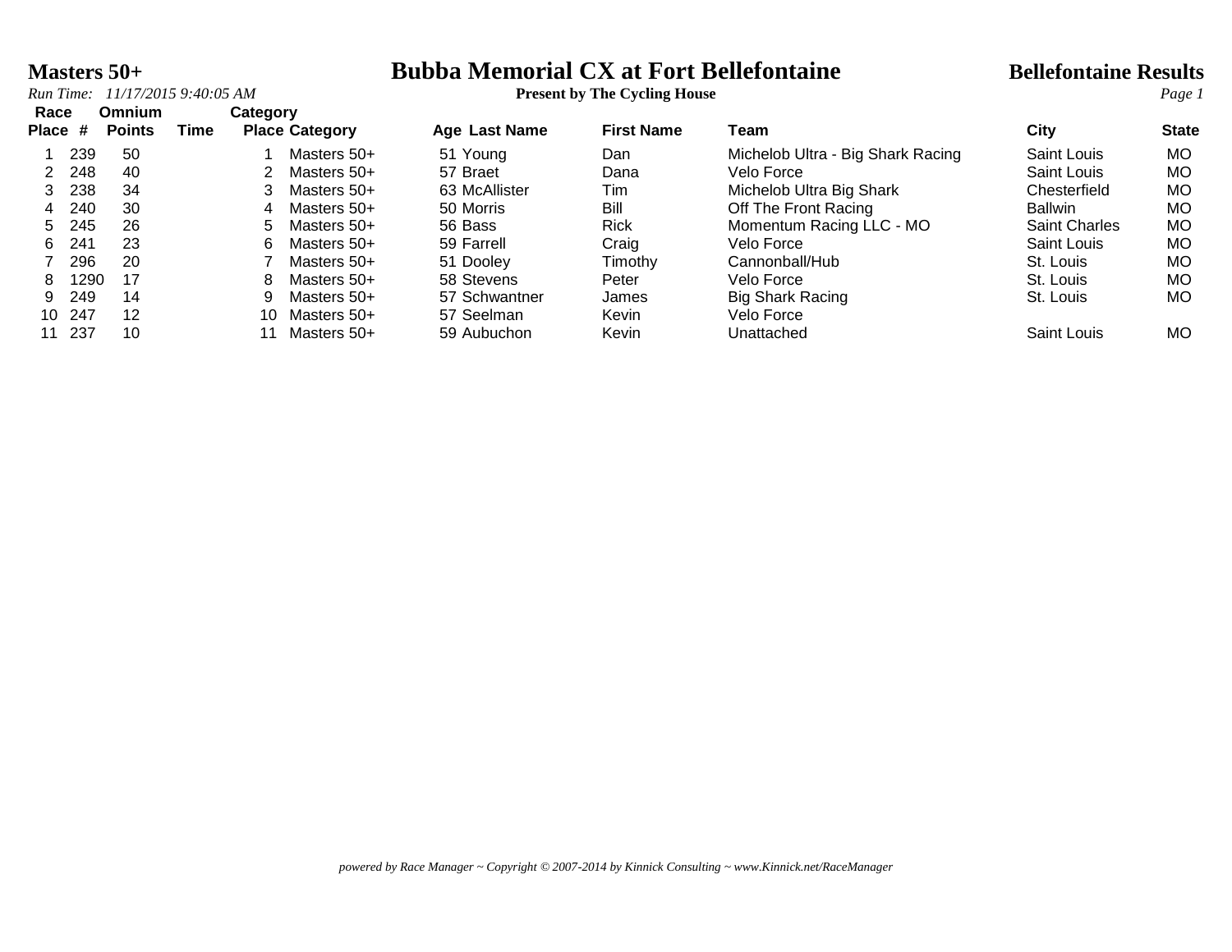# Masters 50+

# Bubba Memorial CX at Fort Bellefontaine

**Present by The Cycling House**

## Bellefontaine Results

*Run Time: 11/17/2015 9:40:05 AM*

| Race Place | # | Omnium Points | Time | Category Place | Category | Age | Last Name | First Name | Team | City | State |
|---|---|---|---|---|---|---|---|---|---|---|---|
| 1 | 239 | 50 | | 1 | Masters 50+ | 51 | Young | Dan | Michelob Ultra - Big Shark Racing | Saint Louis | MO |
| 2 | 248 | 40 | | 2 | Masters 50+ | 57 | Braet | Dana | Velo Force | Saint Louis | MO |
| 3 | 238 | 34 | | 3 | Masters 50+ | 63 | McAllister | Tim | Michelob Ultra Big Shark | Chesterfield | MO |
| 4 | 240 | 30 | | 4 | Masters 50+ | 50 | Morris | Bill | Off The Front Racing | Ballwin | MO |
| 5 | 245 | 26 | | 5 | Masters 50+ | 56 | Bass | Rick | Momentum Racing LLC - MO | Saint Charles | MO |
| 6 | 241 | 23 | | 6 | Masters 50+ | 59 | Farrell | Craig | Velo Force | Saint Louis | MO |
| 7 | 296 | 20 | | 7 | Masters 50+ | 51 | Dooley | Timothy | Cannonball/Hub | St. Louis | MO |
| 8 | 1290 | 17 | | 8 | Masters 50+ | 58 | Stevens | Peter | Velo Force | St. Louis | MO |
| 9 | 249 | 14 | | 9 | Masters 50+ | 57 | Schwantner | James | Big Shark Racing | St. Louis | MO |
| 10 | 247 | 12 | | 10 | Masters 50+ | 57 | Seelman | Kevin | Velo Force | | |
| 11 | 237 | 10 | | 11 | Masters 50+ | 59 | Aubuchon | Kevin | Unattached | Saint Louis | MO |

*powered by Race Manager ~ Copyright © 2007-2014 by Kinnick Consulting ~ www.Kinnick.net/RaceManager*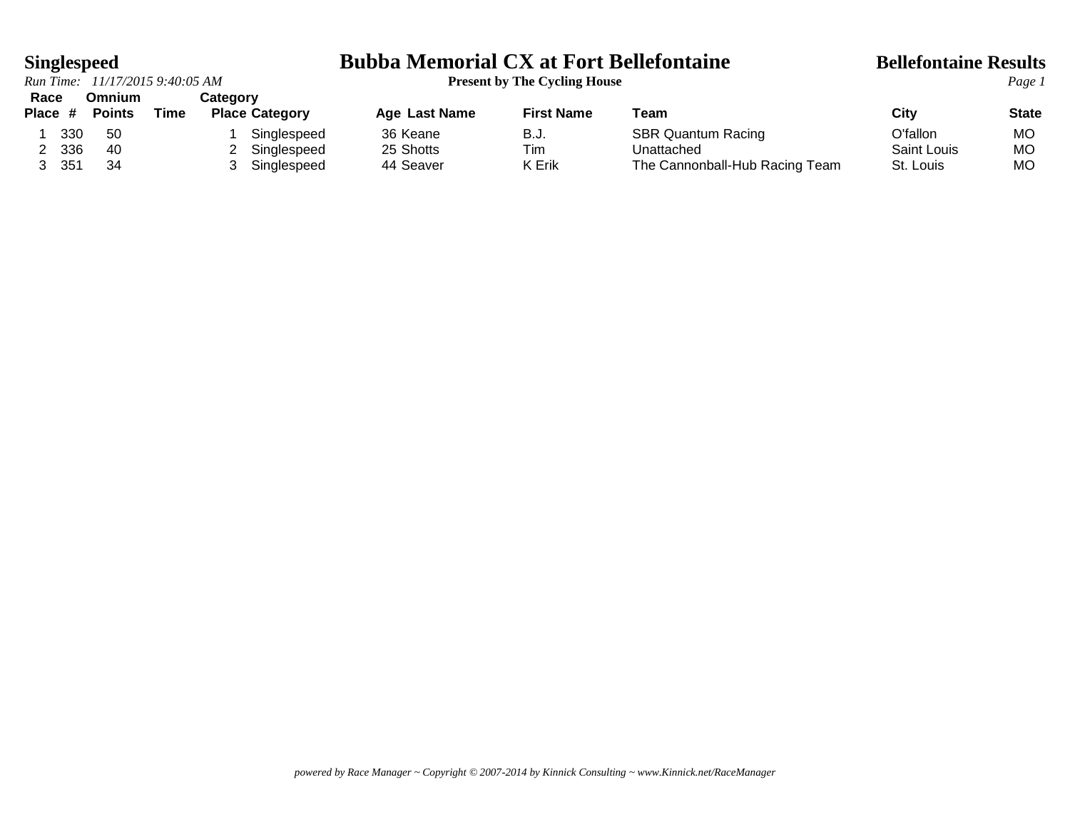# Bubba Memorial CX at Fort Bellefontaine

**Present by The Cycling House**

## Singlespeed

**Bellefontaine Results**

*Run Time: 11/17/2015 9:40:05 AM*

| Race Place | # | Omnium Points | Time | Category Place | Category | Age | Last Name | First Name | Team | City | State |
|---|---|---|---|---|---|---|---|---|---|---|---|
| 1 | 330 | 50 | | 1 | Singlespeed | 36 | Keane | B.J. | SBR Quantum Racing | O'fallon | MO |
| 2 | 336 | 40 | | 2 | Singlespeed | 25 | Shotts | Tim | Unattached | Saint Louis | MO |
| 3 | 351 | 34 | | 3 | Singlespeed | 44 | Seaver | K Erik | The Cannonball-Hub Racing Team | St. Louis | MO |

*powered by Race Manager ~ Copyright © 2007-2014 by Kinnick Consulting ~ www.Kinnick.net/RaceManager*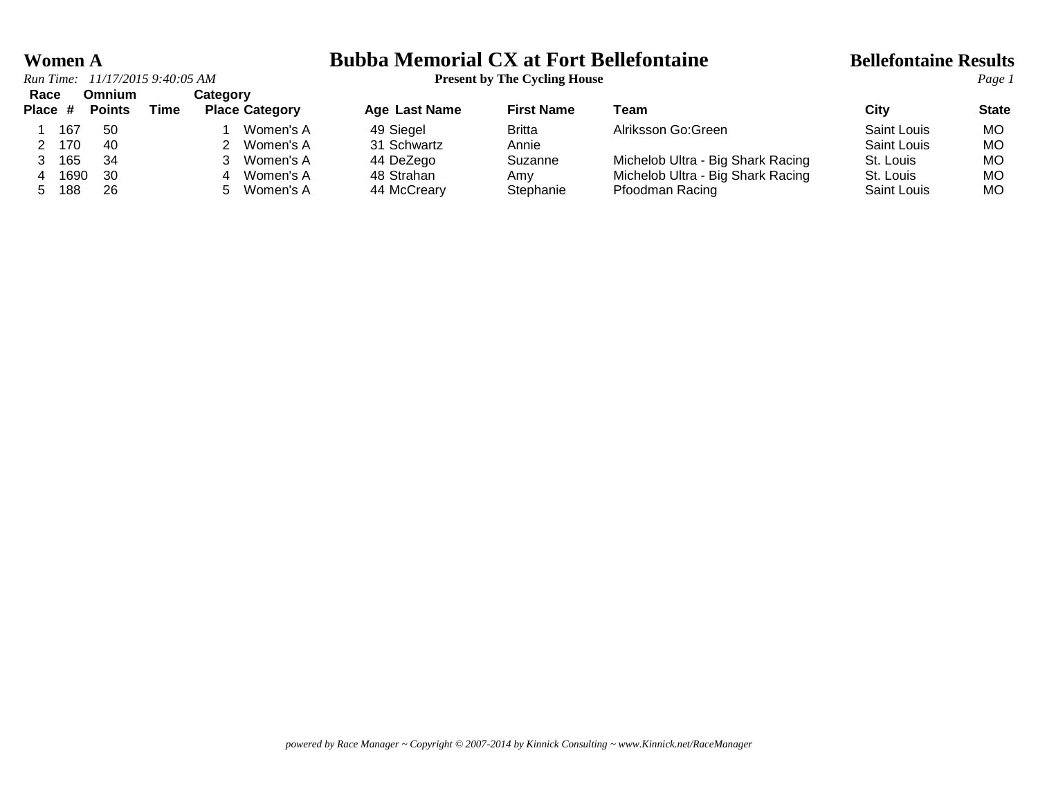# Women A

## Bubba Memorial CX at Fort Bellefontaine

**Present by The Cycling House**

**Bellefontaine Results**

*Run Time: 11/17/2015 9:40:05 AM*

| Race Place | # | Omnium Points | Time | Category Place | Category | Age | Last Name | First Name | Team | City | State |
|---|---|---|---|---|---|---|---|---|---|---|---|
| 1 | 167 | 50 | | 1 | Women's A | 49 | Siegel | Britta | Alriksson Go:Green | Saint Louis | MO |
| 2 | 170 | 40 | | 2 | Women's A | 31 | Schwartz | Annie | | Saint Louis | MO |
| 3 | 165 | 34 | | 3 | Women's A | 44 | DeZego | Suzanne | Michelob Ultra - Big Shark Racing | St. Louis | MO |
| 4 | 1690 | 30 | | 4 | Women's A | 48 | Strahan | Amy | Michelob Ultra - Big Shark Racing | St. Louis | MO |
| 5 | 188 | 26 | | 5 | Women's A | 44 | McCreary | Stephanie | Pfoodman Racing | Saint Louis | MO |

*powered by Race Manager ~ Copyright © 2007-2014 by Kinnick Consulting ~ www.Kinnick.net/RaceManager*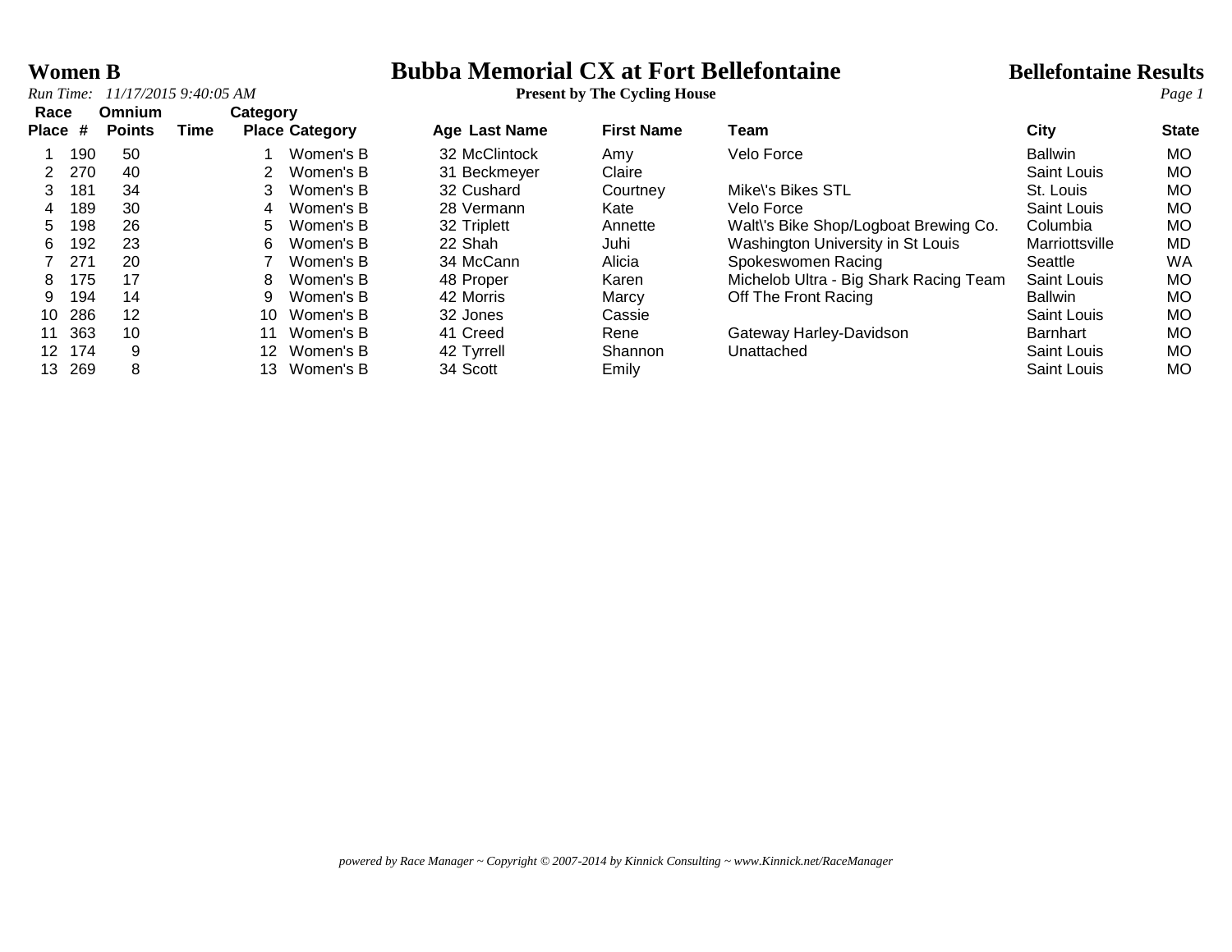**Women B**

# Bubba Memorial CX at Fort Bellefontaine

**Bellefontaine Results**

*Run Time: 11/17/2015 9:40:05 AM*

**Present by The Cycling House**

| Race Place | # | Omnium Points | Time | Category Place | Category | Age | Last Name | First Name | Team | City | State |
|---|---|---|---|---|---|---|---|---|---|---|---|
| 1 | 190 | 50 | | 1 | Women's B | 32 | McClintock | Amy | Velo Force | Ballwin | MO |
| 2 | 270 | 40 | | 2 | Women's B | 31 | Beckmeyer | Claire | | Saint Louis | MO |
| 3 | 181 | 34 | | 3 | Women's B | 32 | Cushard | Courtney | Mike\'s Bikes STL | St. Louis | MO |
| 4 | 189 | 30 | | 4 | Women's B | 28 | Vermann | Kate | Velo Force | Saint Louis | MO |
| 5 | 198 | 26 | | 5 | Women's B | 32 | Triplett | Annette | Walt\'s Bike Shop/Logboat Brewing Co. | Columbia | MO |
| 6 | 192 | 23 | | 6 | Women's B | 22 | Shah | Juhi | Washington University in St Louis | Marriottsville | MD |
| 7 | 271 | 20 | | 7 | Women's B | 34 | McCann | Alicia | Spokeswomen Racing | Seattle | WA |
| 8 | 175 | 17 | | 8 | Women's B | 48 | Proper | Karen | Michelob Ultra - Big Shark Racing Team | Saint Louis | MO |
| 9 | 194 | 14 | | 9 | Women's B | 42 | Morris | Marcy | Off The Front Racing | Ballwin | MO |
| 10 | 286 | 12 | | 10 | Women's B | 32 | Jones | Cassie | | Saint Louis | MO |
| 11 | 363 | 10 | | 11 | Women's B | 41 | Creed | Rene | Gateway Harley-Davidson | Barnhart | MO |
| 12 | 174 | 9 | | 12 | Women's B | 42 | Tyrrell | Shannon | Unattached | Saint Louis | MO |
| 13 | 269 | 8 | | 13 | Women's B | 34 | Scott | Emily | | Saint Louis | MO |

*powered by Race Manager ~ Copyright © 2007-2014 by Kinnick Consulting ~ www.Kinnick.net/RaceManager*